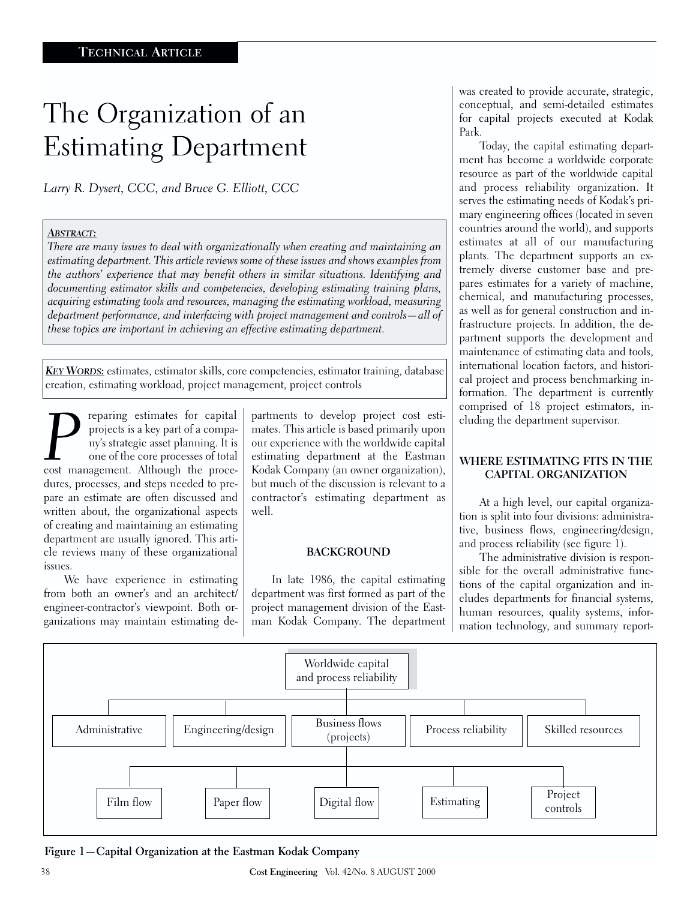# The Organization of an Estimating Department

*Larry R. Dysert, CCC, and Bruce G. Elliott, CCC*

***ABSTRACT:***
*There are many issues to deal with organizationally when creating and maintaining an estimating department. This article reviews some of these issues and shows examples from the authors' experience that may benefit others in similar situations. Identifying and documenting estimator skills and competencies, developing estimating training plans, acquiring estimating tools and resources, managing the estimating workload, measuring department performance, and interfacing with project management and controls—all of these topics are important in achieving an effective estimating department.*

***KEY WORDS:*** estimates, estimator skills, core competencies, estimator training, database creation, estimating workload, project management, project controls

Preparing estimates for capital projects is a key part of a company's strategic asset planning. It is one of the core processes of total cost management. Although the procedures, processes, and steps needed to prepare an estimate are often discussed and written about, the organizational aspects of creating and maintaining an estimating department are usually ignored. This article reviews many of these organizational issues.

We have experience in estimating from both an owner's and an architect/engineer-contractor's viewpoint. Both organizations may maintain estimating departments to develop project cost estimates. This article is based primarily upon our experience with the worldwide capital estimating department at the Eastman Kodak Company (an owner organization), but much of the discussion is relevant to a contractor's estimating department as well.

## BACKGROUND

In late 1986, the capital estimating department was first formed as part of the project management division of the Eastman Kodak Company. The department was created to provide accurate, strategic, conceptual, and semi-detailed estimates for capital projects executed at Kodak Park.

Today, the capital estimating department has become a worldwide corporate resource as part of the worldwide capital and process reliability organization. It serves the estimating needs of Kodak's primary engineering offices (located in seven countries around the world), and supports estimates at all of our manufacturing plants. The department supports an extremely diverse customer base and prepares estimates for a variety of machine, chemical, and manufacturing processes, as well as for general construction and infrastructure projects. In addition, the department supports the development and maintenance of estimating data and tools, international location factors, and historical project and process benchmarking information. The department is currently comprised of 18 project estimators, including the department supervisor.

## WHERE ESTIMATING FITS IN THE CAPITAL ORGANIZATION

At a high level, our capital organization is split into four divisions: administrative, business flows, engineering/design, and process reliability (see figure 1).

The administrative division is responsible for the overall administrative functions of the capital organization and includes departments for financial systems, human resources, quality systems, information technology, and summary report-

- Worldwide capital and process reliability
  - Administrative
  - Engineering/design
  - Business flows (projects)
    - Film flow
    - Paper flow
    - Digital flow
    - Estimating
    - Project controls
  - Process reliability
  - Skilled resources

**Figure 1—Capital Organization at the Eastman Kodak Company**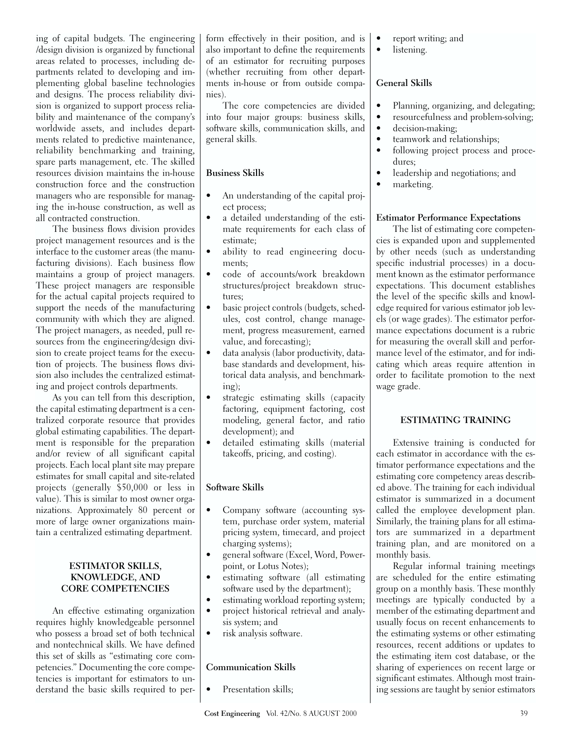ing of capital budgets. The engineering /design division is organized by functional areas related to processes, including departments related to developing and implementing global baseline technologies and designs. The process reliability division is organized to support process reliability and maintenance of the company's worldwide assets, and includes departments related to predictive maintenance, reliability benchmarking and training, spare parts management, etc. The skilled resources division maintains the in-house construction force and the construction managers who are responsible for managing the in-house construction, as well as all contracted construction.

The business flows division provides project management resources and is the interface to the customer areas (the manufacturing divisions). Each business flow maintains a group of project managers. These project managers are responsible for the actual capital projects required to support the needs of the manufacturing community with which they are aligned. The project managers, as needed, pull resources from the engineering/design division to create project teams for the execution of projects. The business flows division also includes the centralized estimating and project controls departments.

As you can tell from this description, the capital estimating department is a centralized corporate resource that provides global estimating capabilities. The department is responsible for the preparation and/or review of all significant capital projects. Each local plant site may prepare estimates for small capital and site-related projects (generally \$50,000 or less in value). This is similar to most owner organizations. Approximately 80 percent or more of large owner organizations maintain a centralized estimating department.

## ESTIMATOR SKILLS, KNOWLEDGE, AND CORE COMPETENCIES

An effective estimating organization requires highly knowledgeable personnel who possess a broad set of both technical and nontechnical skills. We have defined this set of skills as "estimating core competencies." Documenting the core competencies is important for estimators to understand the basic skills required to perform effectively in their position, and is also important to define the requirements of an estimator for recruiting purposes (whether recruiting from other departments in-house or from outside companies).

The core competencies are divided into four major groups: business skills, software skills, communication skills, and general skills.

### Business Skills

- An understanding of the capital project process;
- a detailed understanding of the estimate requirements for each class of estimate;
- ability to read engineering documents;
- code of accounts/work breakdown structures/project breakdown structures;
- basic project controls (budgets, schedules, cost control, change management, progress measurement, earned value, and forecasting);
- data analysis (labor productivity, database standards and development, historical data analysis, and benchmarking);
- strategic estimating skills (capacity factoring, equipment factoring, cost modeling, general factor, and ratio development); and
- detailed estimating skills (material takeoffs, pricing, and costing).

### Software Skills

- Company software (accounting system, purchase order system, material pricing system, timecard, and project charging systems);
- general software (Excel, Word, Powerpoint, or Lotus Notes);
- estimating software (all estimating software used by the department);
- estimating workload reporting system;
- project historical retrieval and analysis system; and
- risk analysis software.

### Communication Skills

- Presentation skills;
- report writing; and
- listening.

### General Skills

- Planning, organizing, and delegating;
- resourcefulness and problem-solving;
- decision-making;
- teamwork and relationships;
- following project process and procedures;
- leadership and negotiations; and
- marketing.

### Estimator Performance Expectations

The list of estimating core competencies is expanded upon and supplemented by other needs (such as understanding specific industrial processes) in a document known as the estimator performance expectations. This document establishes the level of the specific skills and knowledge required for various estimator job levels (or wage grades). The estimator performance expectations document is a rubric for measuring the overall skill and performance level of the estimator, and for indicating which areas require attention in order to facilitate promotion to the next wage grade.

## ESTIMATING TRAINING

Extensive training is conducted for each estimator in accordance with the estimator performance expectations and the estimating core competency areas described above. The training for each individual estimator is summarized in a document called the employee development plan. Similarly, the training plans for all estimators are summarized in a department training plan, and are monitored on a monthly basis.

Regular informal training meetings are scheduled for the entire estimating group on a monthly basis. These monthly meetings are typically conducted by a member of the estimating department and usually focus on recent enhancements to the estimating systems or other estimating resources, recent additions or updates to the estimating item cost database, or the sharing of experiences on recent large or significant estimates. Although most training sessions are taught by senior estimators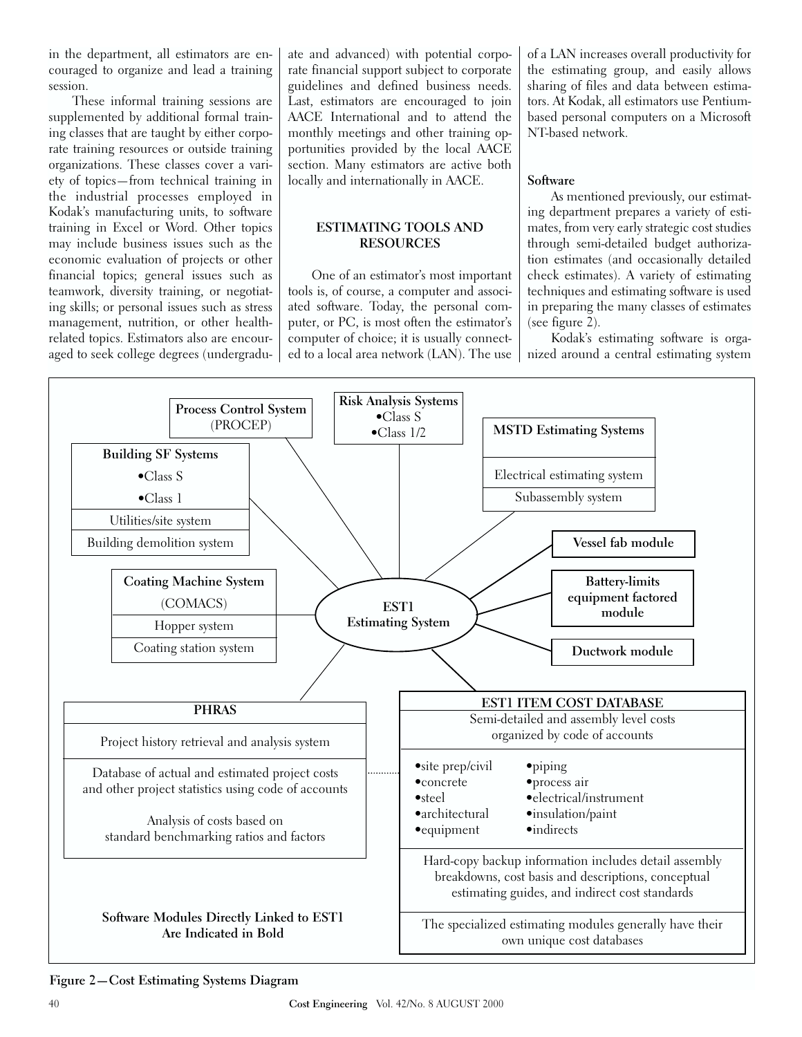in the department, all estimators are encouraged to organize and lead a training session.

These informal training sessions are supplemented by additional formal training classes that are taught by either corporate training resources or outside training organizations. These classes cover a variety of topics—from technical training in the industrial processes employed in Kodak's manufacturing units, to software training in Excel or Word. Other topics may include business issues such as the economic evaluation of projects or other financial topics; general issues such as teamwork, diversity training, or negotiating skills; or personal issues such as stress management, nutrition, or other health-related topics. Estimators also are encouraged to seek college degrees (undergraduate and advanced) with potential corporate financial support subject to corporate guidelines and defined business needs. Last, estimators are encouraged to join AACE International and to attend the monthly meetings and other training opportunities provided by the local AACE section. Many estimators are active both locally and internationally in AACE.

## ESTIMATING TOOLS AND RESOURCES

One of an estimator's most important tools is, of course, a computer and associated software. Today, the personal computer, or PC, is most often the estimator's computer of choice; it is usually connected to a local area network (LAN). The use of a LAN increases overall productivity for the estimating group, and easily allows sharing of files and data between estimators. At Kodak, all estimators use Pentium-based personal computers on a Microsoft NT-based network.

### Software

As mentioned previously, our estimating department prepares a variety of estimates, from very early strategic cost studies through semi-detailed budget authorization estimates (and occasionally detailed check estimates). A variety of estimating techniques and estimating software is used in preparing the many classes of estimates (see figure 2).

Kodak's estimating software is organized around a central estimating system

**EST1 Estimating System** (center), linked to:

- **Process Control System** (PROCEP)
- **Risk Analysis Systems**
  - Class S
  - Class 1/2
- **MSTD Estimating Systems**
  - Electrical estimating system
  - Subassembly system
- **Building SF Systems**
  - Class S
  - Class 1
  - Utilities/site system
  - Building demolition system
- **Coating Machine System** (COMACS)
  - Hopper system
  - Coating station system
- **Vessel fab module**
- **Battery-limits equipment factored module**
- **Ductwork module**
- **PHRAS**
  - Project history retrieval and analysis system
  - Database of actual and estimated project costs and other project statistics using code of accounts
  - Analysis of costs based on standard benchmarking ratios and factors
- **EST1 ITEM COST DATABASE**
  - Semi-detailed and assembly level costs organized by code of accounts
  - site prep/civil, concrete, steel, architectural, equipment, piping, process air, electrical/instrument, insulation/paint, indirects
  - Hard-copy backup information includes detail assembly breakdowns, cost basis and descriptions, conceptual estimating guides, and indirect cost standards
  - The specialized estimating modules generally have their own unique cost databases

**Software Modules Directly Linked to EST1 Are Indicated in Bold**

**Figure 2—Cost Estimating Systems Diagram**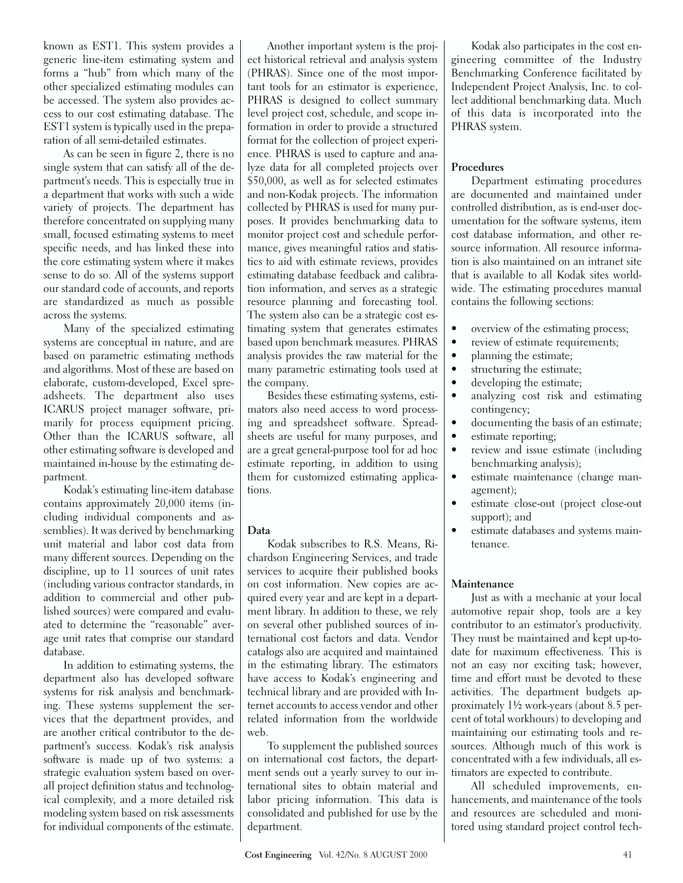known as EST1. This system provides a generic line-item estimating system and forms a "hub" from which many of the other specialized estimating modules can be accessed. The system also provides access to our cost estimating database. The EST1 system is typically used in the preparation of all semi-detailed estimates.

As can be seen in figure 2, there is no single system that can satisfy all of the department's needs. This is especially true in a department that works with such a wide variety of projects. The department has therefore concentrated on supplying many small, focused estimating systems to meet specific needs, and has linked these into the core estimating system where it makes sense to do so. All of the systems support our standard code of accounts, and reports are standardized as much as possible across the systems.

Many of the specialized estimating systems are conceptual in nature, and are based on parametric estimating methods and algorithms. Most of these are based on elaborate, custom-developed, Excel spreadsheets. The department also uses ICARUS project manager software, primarily for process equipment pricing. Other than the ICARUS software, all other estimating software is developed and maintained in-house by the estimating department.

Kodak's estimating line-item database contains approximately 20,000 items (including individual components and assemblies). It was derived by benchmarking unit material and labor cost data from many different sources. Depending on the discipline, up to 11 sources of unit rates (including various contractor standards, in addition to commercial and other published sources) were compared and evaluated to determine the "reasonable" average unit rates that comprise our standard database.

In addition to estimating systems, the department also has developed software systems for risk analysis and benchmarking. These systems supplement the services that the department provides, and are another critical contributor to the department's success. Kodak's risk analysis software is made up of two systems: a strategic evaluation system based on overall project definition status and technological complexity, and a more detailed risk modeling system based on risk assessments for individual components of the estimate.

Another important system is the project historical retrieval and analysis system (PHRAS). Since one of the most important tools for an estimator is experience, PHRAS is designed to collect summary level project cost, schedule, and scope information in order to provide a structured format for the collection of project experience. PHRAS is used to capture and analyze data for all completed projects over $50,000, as well as for selected estimates and non-Kodak projects. The information collected by PHRAS is used for many purposes. It provides benchmarking data to monitor project cost and schedule performance, gives meaningful ratios and statistics to aid with estimate reviews, provides estimating database feedback and calibration information, and serves as a strategic resource planning and forecasting tool. The system also can be a strategic cost estimating system that generates estimates based upon benchmark measures. PHRAS analysis provides the raw material for the many parametric estimating tools used at the company.

Besides these estimating systems, estimators also need access to word processing and spreadsheet software. Spreadsheets are useful for many purposes, and are a great general-purpose tool for ad hoc estimate reporting, in addition to using them for customized estimating applications.

### Data

Kodak subscribes to R.S. Means, Richardson Engineering Services, and trade services to acquire their published books on cost information. New copies are acquired every year and are kept in a department library. In addition to these, we rely on several other published sources of international cost factors and data. Vendor catalogs also are acquired and maintained in the estimating library. The estimators have access to Kodak's engineering and technical library and are provided with Internet accounts to access vendor and other related information from the worldwide web.

To supplement the published sources on international cost factors, the department sends out a yearly survey to our international sites to obtain material and labor pricing information. This data is consolidated and published for use by the department.

Kodak also participates in the cost engineering committee of the Industry Benchmarking Conference facilitated by Independent Project Analysis, Inc. to collect additional benchmarking data. Much of this data is incorporated into the PHRAS system.

### Procedures

Department estimating procedures are documented and maintained under controlled distribution, as is end-user documentation for the software systems, item cost database information, and other resource information. All resource information is also maintained on an intranet site that is available to all Kodak sites worldwide. The estimating procedures manual contains the following sections:

- overview of the estimating process;
- review of estimate requirements;
- planning the estimate;
- structuring the estimate;
- developing the estimate;
- analyzing cost risk and estimating contingency;
- documenting the basis of an estimate;
- estimate reporting;
- review and issue estimate (including benchmarking analysis);
- estimate maintenance (change management);
- estimate close-out (project close-out support); and
- estimate databases and systems maintenance.

### Maintenance

Just as with a mechanic at your local automotive repair shop, tools are a key contributor to an estimator's productivity. They must be maintained and kept up-to-date for maximum effectiveness. This is not an easy nor exciting task; however, time and effort must be devoted to these activities. The department budgets approximately 1½ work-years (about 8.5 percent of total workhours) to developing and maintaining our estimating tools and resources. Although much of this work is concentrated with a few individuals, all estimators are expected to contribute.

All scheduled improvements, enhancements, and maintenance of the tools and resources are scheduled and monitored using standard project control tech-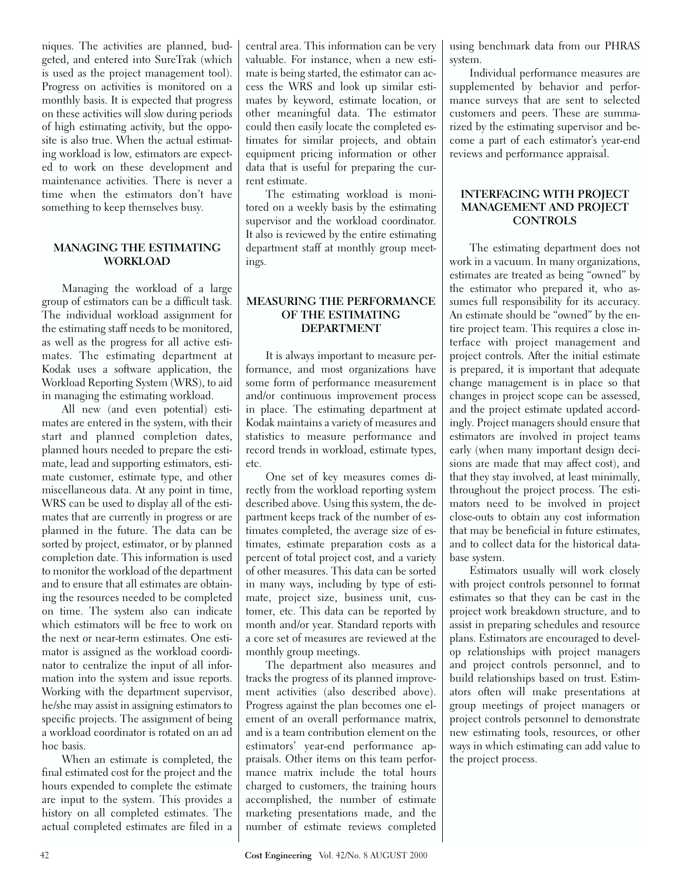niques. The activities are planned, budgeted, and entered into SureTrak (which is used as the project management tool). Progress on activities is monitored on a monthly basis. It is expected that progress on these activities will slow during periods of high estimating activity, but the opposite is also true. When the actual estimating workload is low, estimators are expected to work on these development and maintenance activities. There is never a time when the estimators don't have something to keep themselves busy.

## MANAGING THE ESTIMATING WORKLOAD

Managing the workload of a large group of estimators can be a difficult task. The individual workload assignment for the estimating staff needs to be monitored, as well as the progress for all active estimates. The estimating department at Kodak uses a software application, the Workload Reporting System (WRS), to aid in managing the estimating workload.

All new (and even potential) estimates are entered in the system, with their start and planned completion dates, planned hours needed to prepare the estimate, lead and supporting estimators, estimate customer, estimate type, and other miscellaneous data. At any point in time, WRS can be used to display all of the estimates that are currently in progress or are planned in the future. The data can be sorted by project, estimator, or by planned completion date. This information is used to monitor the workload of the department and to ensure that all estimates are obtaining the resources needed to be completed on time. The system also can indicate which estimators will be free to work on the next or near-term estimates. One estimator is assigned as the workload coordinator to centralize the input of all information into the system and issue reports. Working with the department supervisor, he/she may assist in assigning estimators to specific projects. The assignment of being a workload coordinator is rotated on an ad hoc basis.

When an estimate is completed, the final estimated cost for the project and the hours expended to complete the estimate are input to the system. This provides a history on all completed estimates. The actual completed estimates are filed in a central area. This information can be very valuable. For instance, when a new estimate is being started, the estimator can access the WRS and look up similar estimates by keyword, estimate location, or other meaningful data. The estimator could then easily locate the completed estimates for similar projects, and obtain equipment pricing information or other data that is useful for preparing the current estimate.

The estimating workload is monitored on a weekly basis by the estimating supervisor and the workload coordinator. It also is reviewed by the entire estimating department staff at monthly group meetings.

## MEASURING THE PERFORMANCE OF THE ESTIMATING DEPARTMENT

It is always important to measure performance, and most organizations have some form of performance measurement and/or continuous improvement process in place. The estimating department at Kodak maintains a variety of measures and statistics to measure performance and record trends in workload, estimate types, etc.

One set of key measures comes directly from the workload reporting system described above. Using this system, the department keeps track of the number of estimates completed, the average size of estimates, estimate preparation costs as a percent of total project cost, and a variety of other measures. This data can be sorted in many ways, including by type of estimate, project size, business unit, customer, etc. This data can be reported by month and/or year. Standard reports with a core set of measures are reviewed at the monthly group meetings.

The department also measures and tracks the progress of its planned improvement activities (also described above). Progress against the plan becomes one element of an overall performance matrix, and is a team contribution element on the estimators' year-end performance appraisals. Other items on this team performance matrix include the total hours charged to customers, the training hours accomplished, the number of estimate marketing presentations made, and the number of estimate reviews completed using benchmark data from our PHRAS system.

Individual performance measures are supplemented by behavior and performance surveys that are sent to selected customers and peers. These are summarized by the estimating supervisor and become a part of each estimator's year-end reviews and performance appraisal.

## INTERFACING WITH PROJECT MANAGEMENT AND PROJECT CONTROLS

The estimating department does not work in a vacuum. In many organizations, estimates are treated as being "owned" by the estimator who prepared it, who assumes full responsibility for its accuracy. An estimate should be "owned" by the entire project team. This requires a close interface with project management and project controls. After the initial estimate is prepared, it is important that adequate change management is in place so that changes in project scope can be assessed, and the project estimate updated accordingly. Project managers should ensure that estimators are involved in project teams early (when many important design decisions are made that may affect cost), and that they stay involved, at least minimally, throughout the project process. The estimators need to be involved in project close-outs to obtain any cost information that may be beneficial in future estimates, and to collect data for the historical database system.

Estimators usually will work closely with project controls personnel to format estimates so that they can be cast in the project work breakdown structure, and to assist in preparing schedules and resource plans. Estimators are encouraged to develop relationships with project managers and project controls personnel, and to build relationships based on trust. Estimators often will make presentations at group meetings of project managers or project controls personnel to demonstrate new estimating tools, resources, or other ways in which estimating can add value to the project process.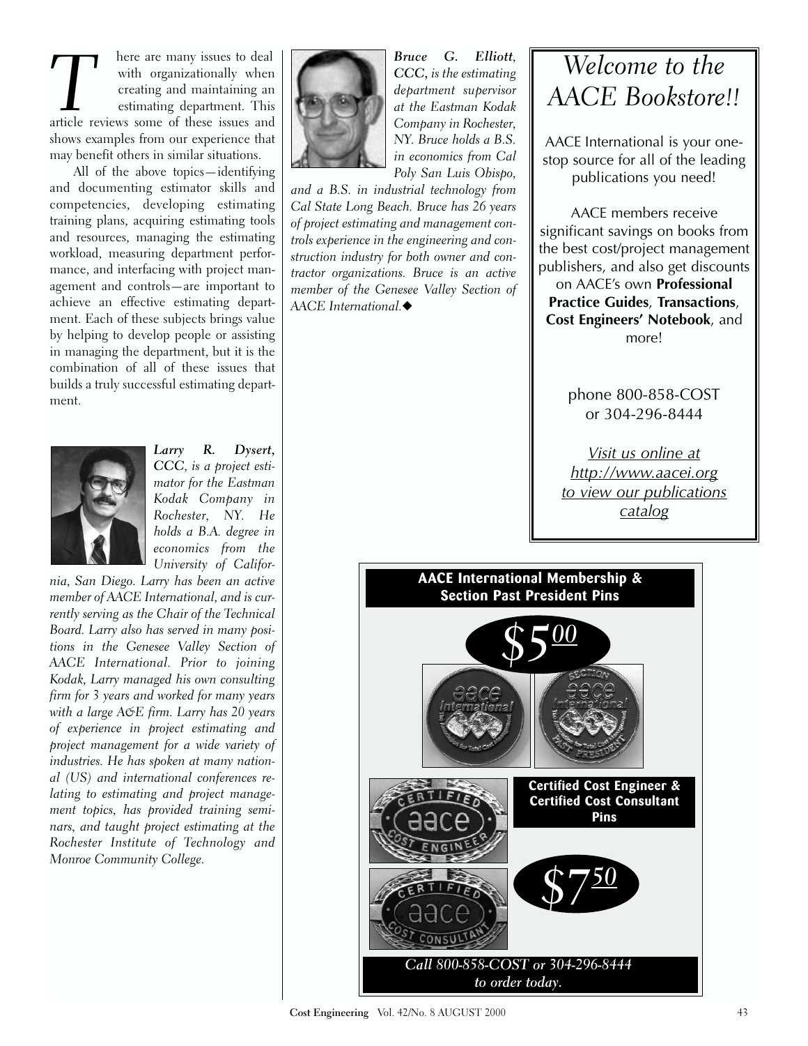There are many issues to deal with organizationally when creating and maintaining an estimating department. This article reviews some of these issues and shows examples from our experience that may benefit others in similar situations.

All of the above topics—identifying and documenting estimator skills and competencies, developing estimating training plans, acquiring estimating tools and resources, managing the estimating workload, measuring department performance, and interfacing with project management and controls—are important to achieve an effective estimating department. Each of these subjects brings value by helping to develop people or assisting in managing the department, but it is the combination of all of these issues that builds a truly successful estimating department.

***Larry R. Dysert, CCC****, is a project estimator for the Eastman Kodak Company in Rochester, NY. He holds a B.A. degree in economics from the University of California, San Diego. Larry has been an active member of AACE International, and is currently serving as the Chair of the Technical Board. Larry also has served in many positions in the Genesee Valley Section of AACE International. Prior to joining Kodak, Larry managed his own consulting firm for 3 years and worked for many years with a large A&E firm. Larry has 20 years of experience in project estimating and project management for a wide variety of industries. He has spoken at many national (US) and international conferences relating to estimating and project management topics, has provided training seminars, and taught project estimating at the Rochester Institute of Technology and Monroe Community College.*

***Bruce G. Elliott, CCC****, is the estimating department supervisor at the Eastman Kodak Company in Rochester, NY. Bruce holds a B.S. in economics from Cal Poly San Luis Obispo, and a B.S. in industrial technology from Cal State Long Beach. Bruce has 26 years of project estimating and management controls experience in the engineering and construction industry for both owner and contractor organizations. Bruce is an active member of the Genesee Valley Section of AACE International.*◆

# *Welcome to the AACE Bookstore!!*

AACE International is your one-stop source for all of the leading publications you need!

AACE members receive significant savings on books from the best cost/project management publishers, and also get discounts on AACE's own **Professional Practice Guides**, **Transactions**, **Cost Engineers' Notebook**, and more!

phone 800-858-COST
or 304-296-8444

*Visit us online at http://www.aacei.org to view our publications catalog*

**AACE International Membership & Section Past President Pins**

$5[00]

**Certified Cost Engineer & Certified Cost Consultant Pins**

$7[50]

***Call 800-858-COST or 304-296-8444 to order today.***